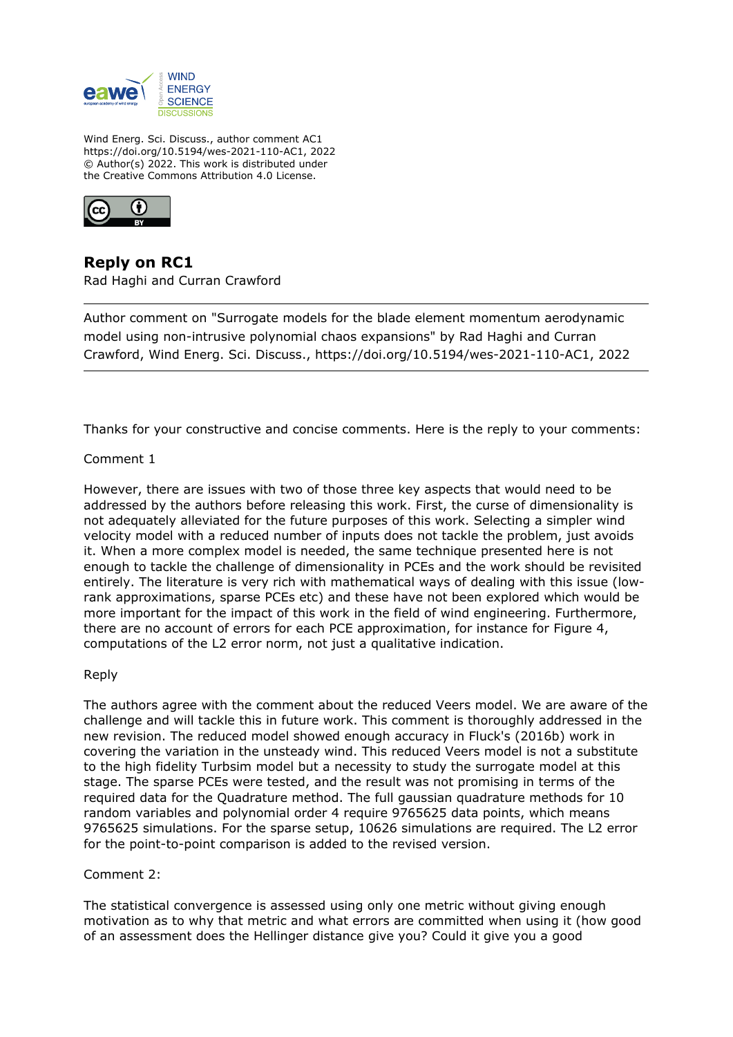Wind Energ. Sci. Discuss., author comment AC1
https://doi.org/10.5194/wes-2021-110-AC1, 2022
© Author(s) 2022. This work is distributed under
the Creative Commons Attribution 4.0 License.

# Reply on RC1

Rad Haghi and Curran Crawford

---

Author comment on "Surrogate models for the blade element momentum aerodynamic model using non-intrusive polynomial chaos expansions" by Rad Haghi and Curran Crawford, Wind Energ. Sci. Discuss., https://doi.org/10.5194/wes-2021-110-AC1, 2022

---

Thanks for your constructive and concise comments. Here is the reply to your comments:

Comment 1

However, there are issues with two of those three key aspects that would need to be addressed by the authors before releasing this work. First, the curse of dimensionality is not adequately alleviated for the future purposes of this work. Selecting a simpler wind velocity model with a reduced number of inputs does not tackle the problem, just avoids it. When a more complex model is needed, the same technique presented here is not enough to tackle the challenge of dimensionality in PCEs and the work should be revisited entirely. The literature is very rich with mathematical ways of dealing with this issue (low-rank approximations, sparse PCEs etc) and these have not been explored which would be more important for the impact of this work in the field of wind engineering. Furthermore, there are no account of errors for each PCE approximation, for instance for Figure 4, computations of the L2 error norm, not just a qualitative indication.

Reply

The authors agree with the comment about the reduced Veers model. We are aware of the challenge and will tackle this in future work. This comment is thoroughly addressed in the new revision. The reduced model showed enough accuracy in Fluck's (2016b) work in covering the variation in the unsteady wind. This reduced Veers model is not a substitute to the high fidelity Turbsim model but a necessity to study the surrogate model at this stage. The sparse PCEs were tested, and the result was not promising in terms of the required data for the Quadrature method. The full gaussian quadrature methods for 10 random variables and polynomial order 4 require 9765625 data points, which means 9765625 simulations. For the sparse setup, 10626 simulations are required. The L2 error for the point-to-point comparison is added to the revised version.

Comment 2:

The statistical convergence is assessed using only one metric without giving enough motivation as to why that metric and what errors are committed when using it (how good of an assessment does the Hellinger distance give you? Could it give you a good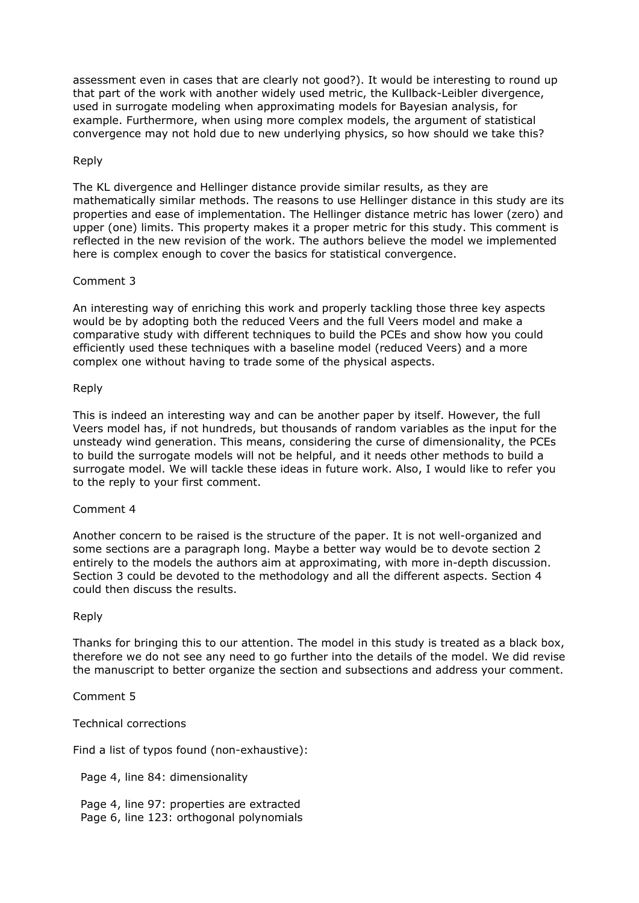assessment even in cases that are clearly not good?). It would be interesting to round up that part of the work with another widely used metric, the Kullback-Leibler divergence, used in surrogate modeling when approximating models for Bayesian analysis, for example. Furthermore, when using more complex models, the argument of statistical convergence may not hold due to new underlying physics, so how should we take this?

Reply

The KL divergence and Hellinger distance provide similar results, as they are mathematically similar methods. The reasons to use Hellinger distance in this study are its properties and ease of implementation. The Hellinger distance metric has lower (zero) and upper (one) limits. This property makes it a proper metric for this study. This comment is reflected in the new revision of the work. The authors believe the model we implemented here is complex enough to cover the basics for statistical convergence.

Comment 3

An interesting way of enriching this work and properly tackling those three key aspects would be by adopting both the reduced Veers and the full Veers model and make a comparative study with different techniques to build the PCEs and show how you could efficiently used these techniques with a baseline model (reduced Veers) and a more complex one without having to trade some of the physical aspects.

Reply

This is indeed an interesting way and can be another paper by itself. However, the full Veers model has, if not hundreds, but thousands of random variables as the input for the unsteady wind generation. This means, considering the curse of dimensionality, the PCEs to build the surrogate models will not be helpful, and it needs other methods to build a surrogate model. We will tackle these ideas in future work. Also, I would like to refer you to the reply to your first comment.

Comment 4

Another concern to be raised is the structure of the paper. It is not well-organized and some sections are a paragraph long. Maybe a better way would be to devote section 2 entirely to the models the authors aim at approximating, with more in-depth discussion. Section 3 could be devoted to the methodology and all the different aspects. Section 4 could then discuss the results.

Reply

Thanks for bringing this to our attention. The model in this study is treated as a black box, therefore we do not see any need to go further into the details of the model. We did revise the manuscript to better organize the section and subsections and address your comment.

Comment 5

Technical corrections

Find a list of typos found (non-exhaustive):

- Page 4, line 84: dimensionality
- Page 4, line 97: properties are extracted
- Page 6, line 123: orthogonal polynomials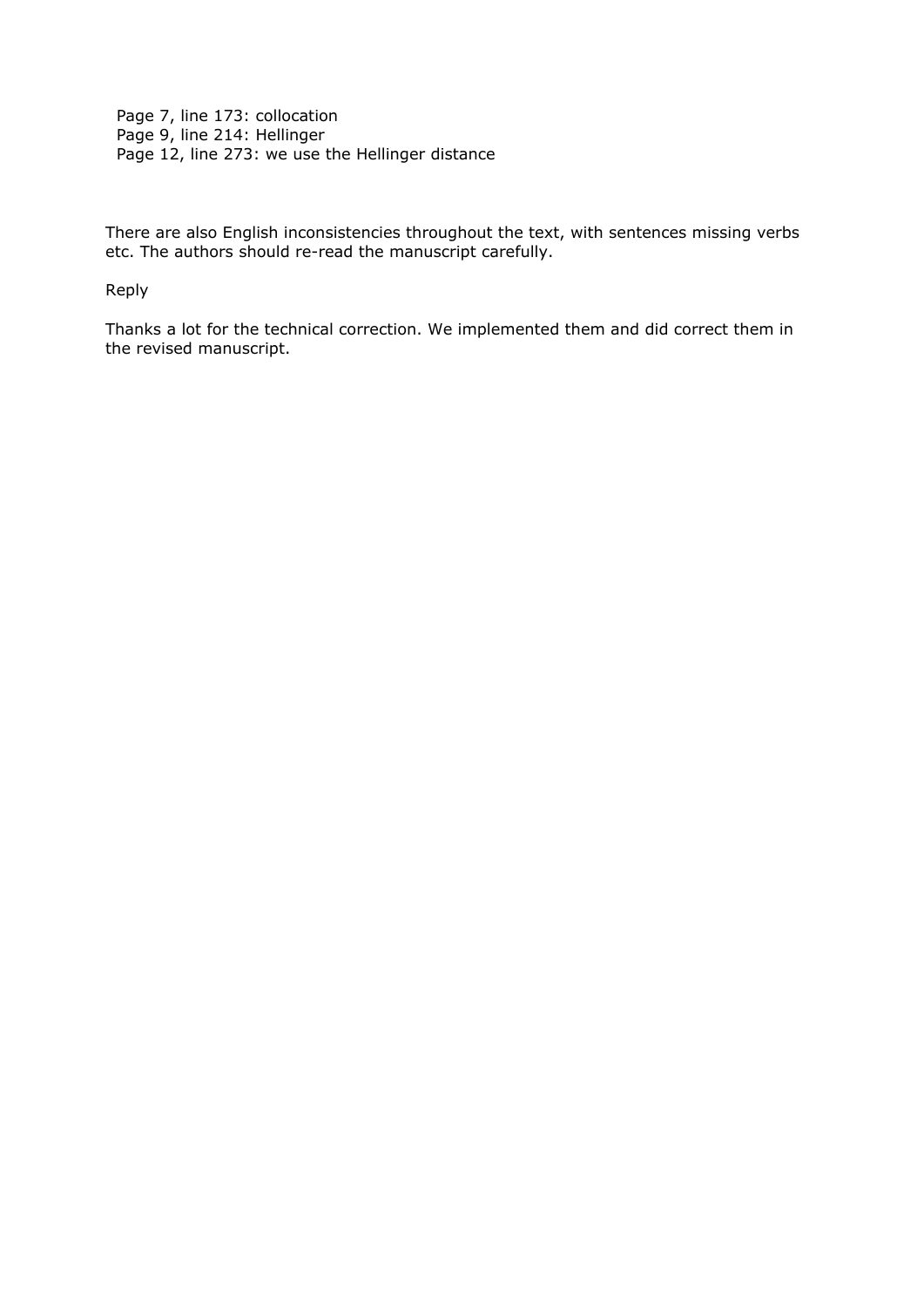Page 7, line 173: collocation
Page 9, line 214: Hellinger
Page 12, line 273: we use the Hellinger distance

There are also English inconsistencies throughout the text, with sentences missing verbs etc. The authors should re-read the manuscript carefully.

Reply

Thanks a lot for the technical correction. We implemented them and did correct them in the revised manuscript.